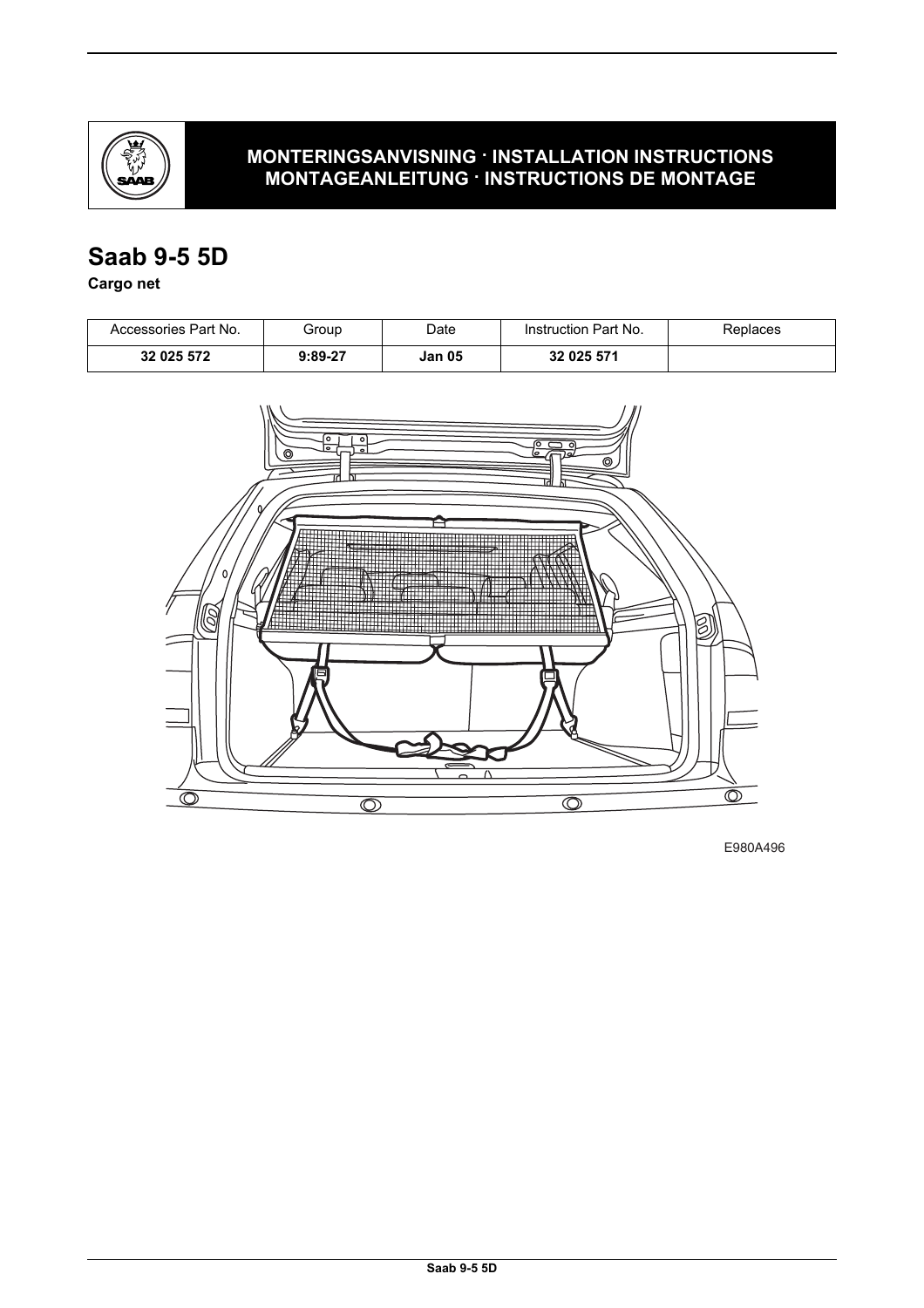**MONTERINGSANVISNING · INSTALLATION INSTRUCTIONS**
**MONTAGEANLEITUNG · INSTRUCTIONS DE MONTAGE**

# Saab 9-5 5D

**Cargo net**

| Accessories Part No. | Group | Date | Instruction Part No. | Replaces |
|---|---|---|---|---|
| **32 025 572** | **9:89-27** | **Jan 05** | **32 025 571** | |

E980A496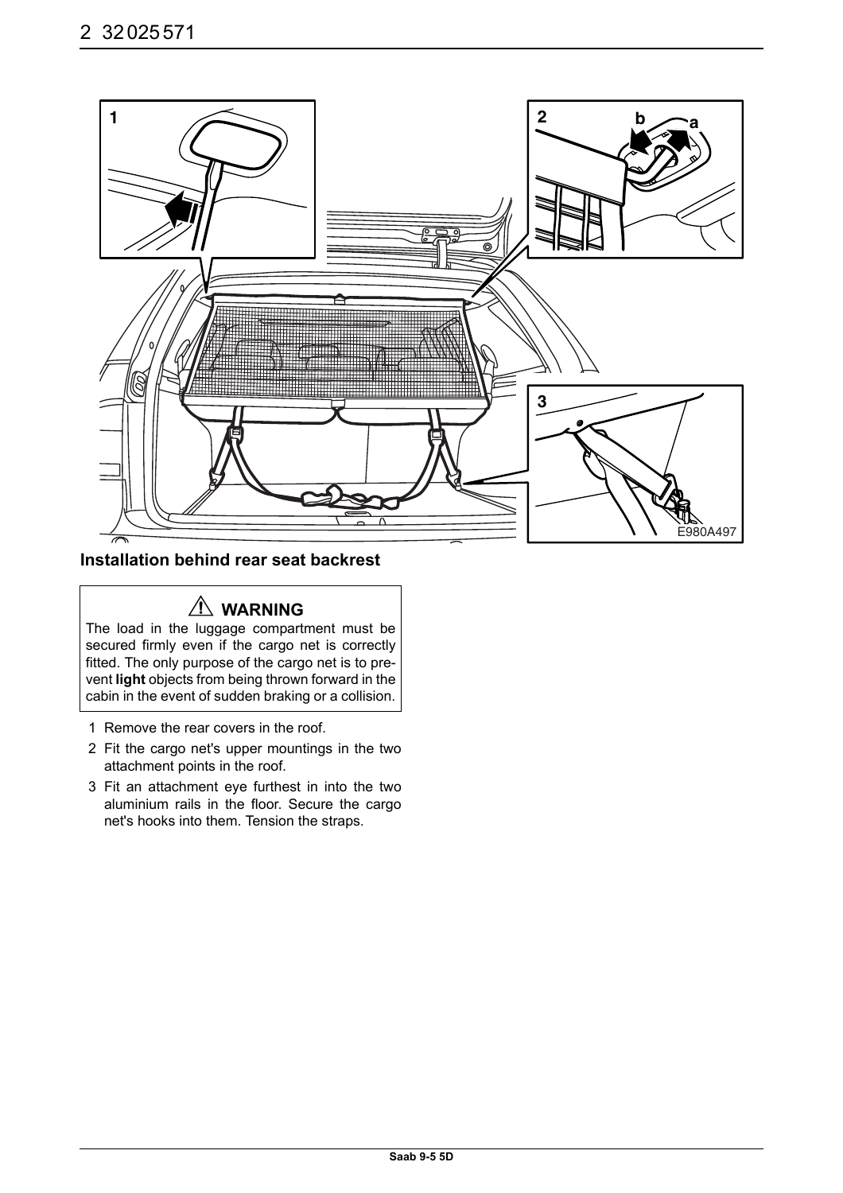## Installation behind rear seat backrest

**⚠ WARNING**

The load in the luggage compartment must be secured firmly even if the cargo net is correctly fitted. The only purpose of the cargo net is to prevent **light** objects from being thrown forward in the cabin in the event of sudden braking or a collision.

1. Remove the rear covers in the roof.
2. Fit the cargo net's upper mountings in the two attachment points in the roof.
3. Fit an attachment eye furthest in into the two aluminium rails in the floor. Secure the cargo net's hooks into them. Tension the straps.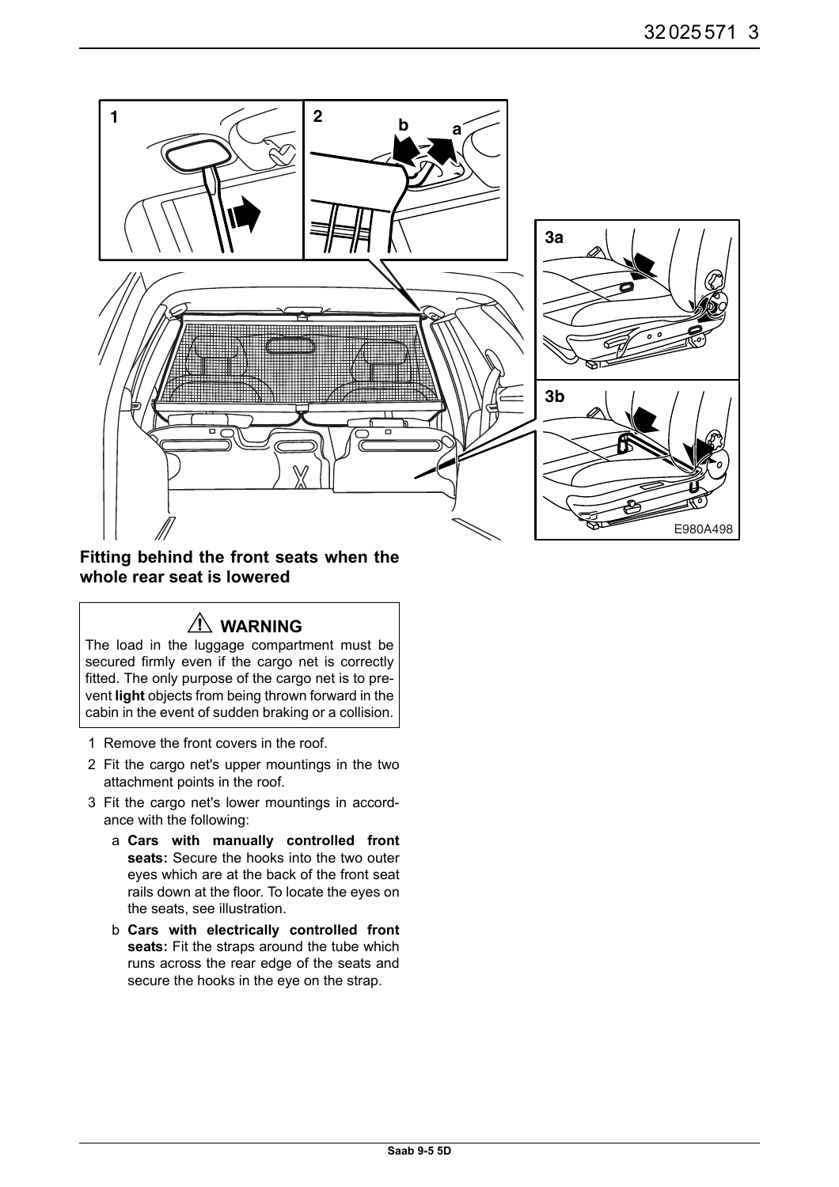## Fitting behind the front seats when the whole rear seat is lowered

> ⚠ **WARNING**
>
> The load in the luggage compartment must be secured firmly even if the cargo net is correctly fitted. The only purpose of the cargo net is to prevent **light** objects from being thrown forward in the cabin in the event of sudden braking or a collision.

1. Remove the front covers in the roof.
2. Fit the cargo net's upper mountings in the two attachment points in the roof.
3. Fit the cargo net's lower mountings in accordance with the following:
   - a **Cars with manually controlled front seats:** Secure the hooks into the two outer eyes which are at the back of the front seat rails down at the floor. To locate the eyes on the seats, see illustration.
   - b **Cars with electrically controlled front seats:** Fit the straps around the tube which runs across the rear edge of the seats and secure the hooks in the eye on the strap.